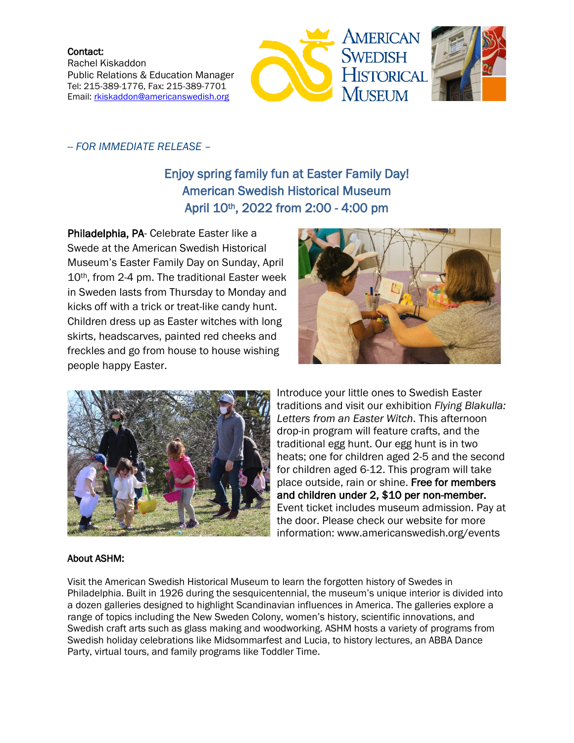**Contact:**
Rachel Kiskaddon
Public Relations & Education Manager
Tel: 215-389-1776, Fax: 215-389-7701
Email: rkiskaddon@americanswedish.org

AMERICAN SWEDISH HISTORICAL MUSEUM

*-- FOR IMMEDIATE RELEASE –*

## Enjoy spring family fun at Easter Family Day!
## American Swedish Historical Museum
## April 10th, 2022 from 2:00 - 4:00 pm

**Philadelphia, PA**- Celebrate Easter like a Swede at the American Swedish Historical Museum's Easter Family Day on Sunday, April 10th, from 2-4 pm. The traditional Easter week in Sweden lasts from Thursday to Monday and kicks off with a trick or treat-like candy hunt. Children dress up as Easter witches with long skirts, headscarves, painted red cheeks and freckles and go from house to house wishing people happy Easter.

Introduce your little ones to Swedish Easter traditions and visit our exhibition *Flying Blakulla: Letters from an Easter Witch*. This afternoon drop-in program will feature crafts, and the traditional egg hunt. Our egg hunt is in two heats; one for children aged 2-5 and the second for children aged 6-12. This program will take place outside, rain or shine. **Free for members and children under 2, $10 per non-member.** Event ticket includes museum admission. Pay at the door. Please check our website for more information: www.americanswedish.org/events

**About ASHM:**

Visit the American Swedish Historical Museum to learn the forgotten history of Swedes in Philadelphia. Built in 1926 during the sesquicentennial, the museum's unique interior is divided into a dozen galleries designed to highlight Scandinavian influences in America. The galleries explore a range of topics including the New Sweden Colony, women's history, scientific innovations, and Swedish craft arts such as glass making and woodworking. ASHM hosts a variety of programs from Swedish holiday celebrations like Midsommarfest and Lucia, to history lectures, an ABBA Dance Party, virtual tours, and family programs like Toddler Time.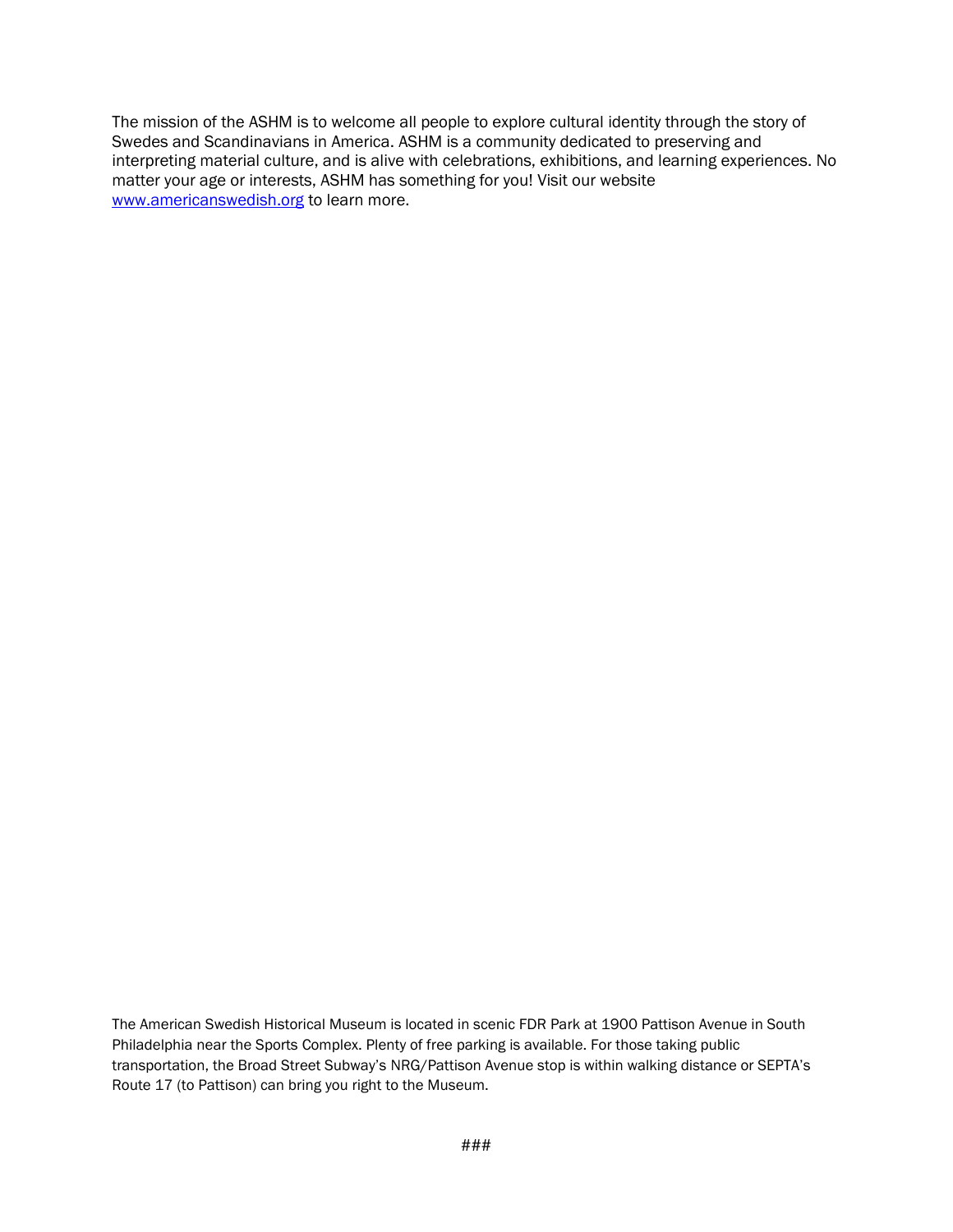The mission of the ASHM is to welcome all people to explore cultural identity through the story of Swedes and Scandinavians in America. ASHM is a community dedicated to preserving and interpreting material culture, and is alive with celebrations, exhibitions, and learning experiences. No matter your age or interests, ASHM has something for you! Visit our website [www.americanswedish.org](http://www.americanswedish.org) to learn more.

The American Swedish Historical Museum is located in scenic FDR Park at 1900 Pattison Avenue in South Philadelphia near the Sports Complex. Plenty of free parking is available. For those taking public transportation, the Broad Street Subway's NRG/Pattison Avenue stop is within walking distance or SEPTA's Route 17 (to Pattison) can bring you right to the Museum.

###